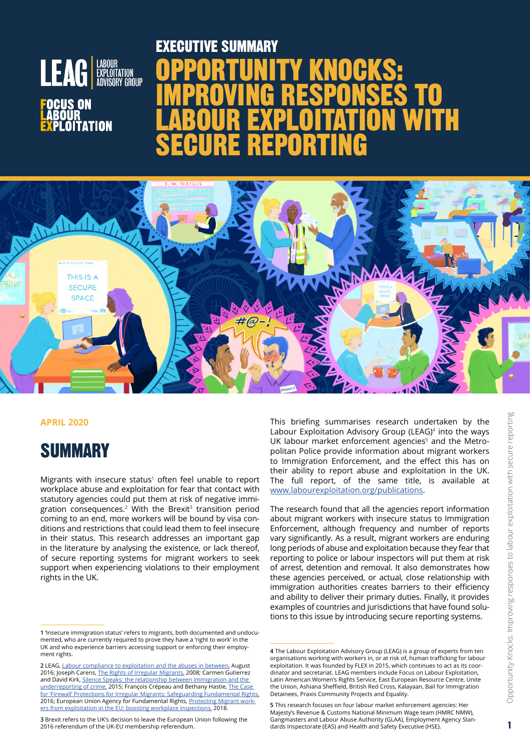LEAG LABOUR EXPLOITATION ADVISORY GROUP

FOCUS ON LABOUR EXPLOITATION

# EXECUTIVE SUMMARY

# OPPORTUNITY KNOCKS: IMPROVING RESPONSES TO LABOUR EXPLOITATION WITH SECURE REPORTING

APRIL 2020

## SUMMARY

Migrants with insecure status[1] often feel unable to report workplace abuse and exploitation for fear that contact with statutory agencies could put them at risk of negative immigration consequences.[2] With the Brexit[3] transition period coming to an end, more workers will be bound by visa conditions and restrictions that could lead them to feel insecure in their status. This research addresses an important gap in the literature by analysing the existence, or lack thereof, of secure reporting systems for migrant workers to seek support when experiencing violations to their employment rights in the UK.

This briefing summarises research undertaken by the Labour Exploitation Advisory Group (LEAG)[4] into the ways UK labour market enforcement agencies[5] and the Metropolitan Police provide information about migrant workers to Immigration Enforcement, and the effect this has on their ability to report abuse and exploitation in the UK. The full report, of the same title, is available at www.labourexploitation.org/publications.

The research found that all the agencies report information about migrant workers with insecure status to Immigration Enforcement, although frequency and number of reports vary significantly. As a result, migrant workers are enduring long periods of abuse and exploitation because they fear that reporting to police or labour inspectors will put them at risk of arrest, detention and removal. It also demonstrates how these agencies perceived, or actual, close relationship with immigration authorities creates barriers to their efficiency and ability to deliver their primary duties. Finally, it provides examples of countries and jurisdictions that have found solutions to this issue by introducing secure reporting systems.

---

1 'Insecure immigration status' refers to migrants, both documented and undocumented, who are currently required to prove they have a 'right to work' in the UK and who experience barriers accessing support or enforcing their employment rights.

2 LEAG, Labour compliance to exploitation and the abuses in between, August 2016; Joseph Carens, The Rights of Irregular Migrants, 2008; Carmen Gutierrez and David Kirk, Silence Speaks: the relationship between immigration and the underreporting of crime, 2015; François Crépeau and Bethany Hastie, The Case for 'Firewall' Protections for Irregular Migrants: Safeguarding Fundamental Rights, 2016; European Union Agency for Fundamental Rights, Protecting Migrant workers from exploitation in the EU: boosting workplace inspections, 2018.

3 Brexit refers to the UK's decision to leave the European Union following the 2016 referendum of the UK-EU membership referendum.

4 The Labour Exploitation Advisory Group (LEAG) is a group of experts from ten organisations working with workers in, or at risk of, human trafficking for labour exploitation. It was founded by FLEX in 2015, which continues to act as its coordinator and secretariat. LEAG members include Focus on Labour Exploitation, Latin American Women's Rights Service, East European Resource Centre, Unite the Union, Ashiana Sheffield, British Red Cross, Kalayaan, Bail for Immigration Detainees, Praxis Community Projects and Equality.

5 This research focuses on four labour market enforcement agencies: Her Majesty's Revenue & Customs National Minimum Wage team (HMRC NMW), Gangmasters and Labour Abuse Authority (GLAA), Employment Agency Standards Inspectorate (EAS) and Health and Safety Executive (HSE).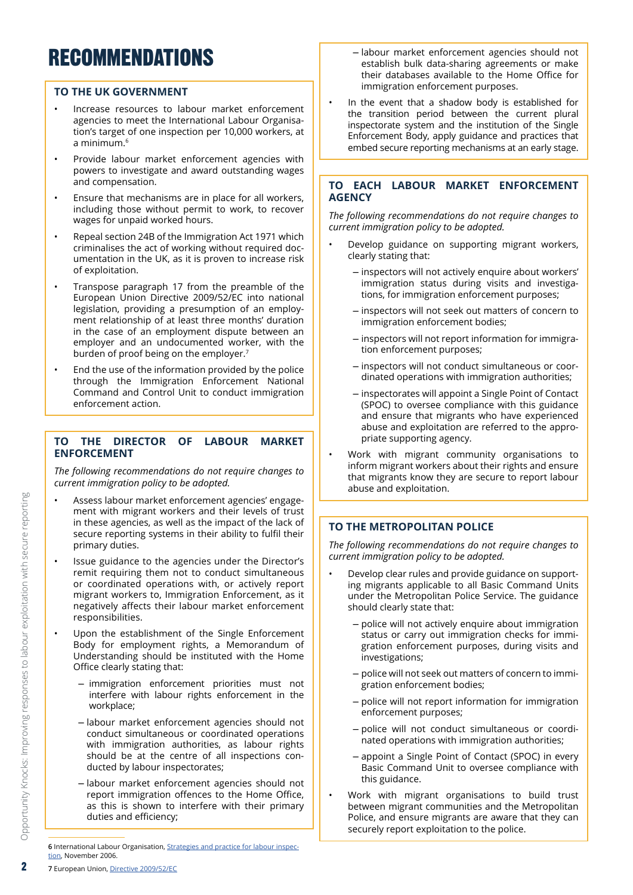# RECOMMENDATIONS

## TO THE UK GOVERNMENT

- Increase resources to labour market enforcement agencies to meet the International Labour Organisation's target of one inspection per 10,000 workers, at a minimum.[6]
- Provide labour market enforcement agencies with powers to investigate and award outstanding wages and compensation.
- Ensure that mechanisms are in place for all workers, including those without permit to work, to recover wages for unpaid worked hours.
- Repeal section 24B of the Immigration Act 1971 which criminalises the act of working without required documentation in the UK, as it is proven to increase risk of exploitation.
- Transpose paragraph 17 from the preamble of the European Union Directive 2009/52/EC into national legislation, providing a presumption of an employment relationship of at least three months' duration in the case of an employment dispute between an employer and an undocumented worker, with the burden of proof being on the employer.[7]
- End the use of the information provided by the police through the Immigration Enforcement National Command and Control Unit to conduct immigration enforcement action.

## TO THE DIRECTOR OF LABOUR MARKET ENFORCEMENT

*The following recommendations do not require changes to current immigration policy to be adopted.*

- Assess labour market enforcement agencies' engagement with migrant workers and their levels of trust in these agencies, as well as the impact of the lack of secure reporting systems in their ability to fulfil their primary duties.
- Issue guidance to the agencies under the Director's remit requiring them not to conduct simultaneous or coordinated operations with, or actively report migrant workers to, Immigration Enforcement, as it negatively affects their labour market enforcement responsibilities.
- Upon the establishment of the Single Enforcement Body for employment rights, a Memorandum of Understanding should be instituted with the Home Office clearly stating that:
  - immigration enforcement priorities must not interfere with labour rights enforcement in the workplace;
  - labour market enforcement agencies should not conduct simultaneous or coordinated operations with immigration authorities, as labour rights should be at the centre of all inspections conducted by labour inspectorates;
  - labour market enforcement agencies should not report immigration offences to the Home Office, as this is shown to interfere with their primary duties and efficiency;
  - labour market enforcement agencies should not establish bulk data-sharing agreements or make their databases available to the Home Office for immigration enforcement purposes.
- In the event that a shadow body is established for the transition period between the current plural inspectorate system and the institution of the Single Enforcement Body, apply guidance and practices that embed secure reporting mechanisms at an early stage.

## TO EACH LABOUR MARKET ENFORCEMENT AGENCY

*The following recommendations do not require changes to current immigration policy to be adopted.*

- Develop guidance on supporting migrant workers, clearly stating that:
  - inspectors will not actively enquire about workers' immigration status during visits and investigations, for immigration enforcement purposes;
  - inspectors will not seek out matters of concern to immigration enforcement bodies;
  - inspectors will not report information for immigration enforcement purposes;
  - inspectors will not conduct simultaneous or coordinated operations with immigration authorities;
  - inspectorates will appoint a Single Point of Contact (SPOC) to oversee compliance with this guidance and ensure that migrants who have experienced abuse and exploitation are referred to the appropriate supporting agency.
- Work with migrant community organisations to inform migrant workers about their rights and ensure that migrants know they are secure to report labour abuse and exploitation.

## TO THE METROPOLITAN POLICE

*The following recommendations do not require changes to current immigration policy to be adopted.*

- Develop clear rules and provide guidance on supporting migrants applicable to all Basic Command Units under the Metropolitan Police Service. The guidance should clearly state that:
  - police will not actively enquire about immigration status or carry out immigration checks for immigration enforcement purposes, during visits and investigations;
  - police will not seek out matters of concern to immigration enforcement bodies;
  - police will not report information for immigration enforcement purposes;
  - police will not conduct simultaneous or coordinated operations with immigration authorities;
  - appoint a Single Point of Contact (SPOC) in every Basic Command Unit to oversee compliance with this guidance.
- Work with migrant organisations to build trust between migrant communities and the Metropolitan Police, and ensure migrants are aware that they can securely report exploitation to the police.

---

6 International Labour Organisation, Strategies and practice for labour inspection, November 2006.

7 European Union, Directive 2009/52/EC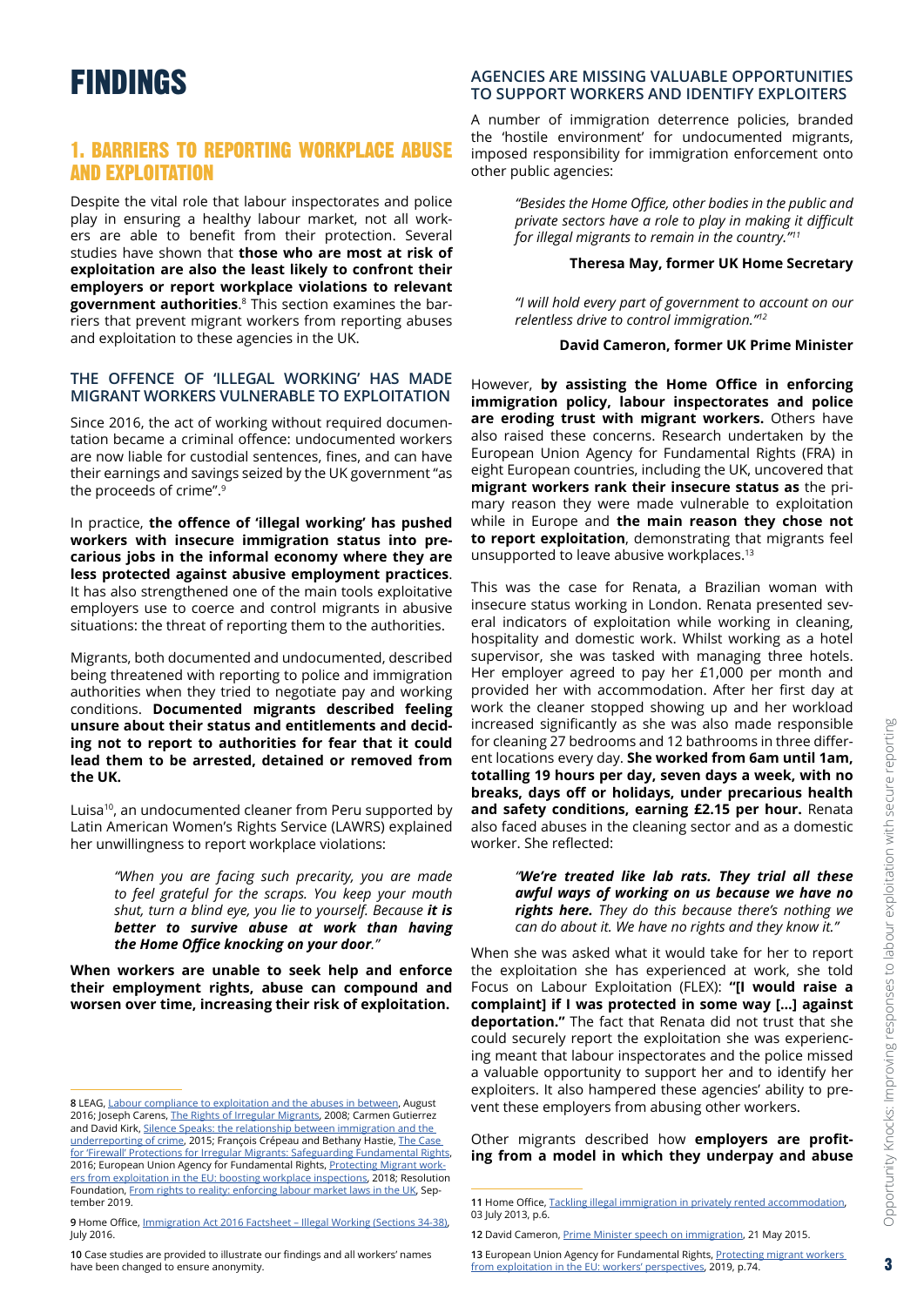# FINDINGS

## 1. BARRIERS TO REPORTING WORKPLACE ABUSE AND EXPLOITATION

Despite the vital role that labour inspectorates and police play in ensuring a healthy labour market, not all workers are able to benefit from their protection. Several studies have shown that **those who are most at risk of exploitation are also the least likely to confront their employers or report workplace violations to relevant government authorities**.[8] This section examines the barriers that prevent migrant workers from reporting abuses and exploitation to these agencies in the UK.

### THE OFFENCE OF 'ILLEGAL WORKING' HAS MADE MIGRANT WORKERS VULNERABLE TO EXPLOITATION

Since 2016, the act of working without required documentation became a criminal offence: undocumented workers are now liable for custodial sentences, fines, and can have their earnings and savings seized by the UK government "as the proceeds of crime".[9]

In practice, **the offence of 'illegal working' has pushed workers with insecure immigration status into precarious jobs in the informal economy where they are less protected against abusive employment practices**. It has also strengthened one of the main tools exploitative employers use to coerce and control migrants in abusive situations: the threat of reporting them to the authorities.

Migrants, both documented and undocumented, described being threatened with reporting to police and immigration authorities when they tried to negotiate pay and working conditions. **Documented migrants described feeling unsure about their status and entitlements and deciding not to report to authorities for fear that it could lead them to be arrested, detained or removed from the UK.**

Luisa[10], an undocumented cleaner from Peru supported by Latin American Women's Rights Service (LAWRS) explained her unwillingness to report workplace violations:

> *"When you are facing such precarity, you are made to feel grateful for the scraps. You keep your mouth shut, turn a blind eye, you lie to yourself. Because **it is better to survive abuse at work than having the Home Office knocking on your door**."*

**When workers are unable to seek help and enforce their employment rights, abuse can compound and worsen over time, increasing their risk of exploitation.**

### AGENCIES ARE MISSING VALUABLE OPPORTUNITIES TO SUPPORT WORKERS AND IDENTIFY EXPLOITERS

A number of immigration deterrence policies, branded the 'hostile environment' for undocumented migrants, imposed responsibility for immigration enforcement onto other public agencies:

> *"Besides the Home Office, other bodies in the public and private sectors have a role to play in making it difficult for illegal migrants to remain in the country."*[11]
>
> **Theresa May, former UK Home Secretary**

> *"I will hold every part of government to account on our relentless drive to control immigration."*[12]
>
> **David Cameron, former UK Prime Minister**

However, **by assisting the Home Office in enforcing immigration policy, labour inspectorates and police are eroding trust with migrant workers.** Others have also raised these concerns. Research undertaken by the European Union Agency for Fundamental Rights (FRA) in eight European countries, including the UK, uncovered that **migrant workers rank their insecure status as** the primary reason they were made vulnerable to exploitation while in Europe and **the main reason they chose not to report exploitation**, demonstrating that migrants feel unsupported to leave abusive workplaces.[13]

This was the case for Renata, a Brazilian woman with insecure status working in London. Renata presented several indicators of exploitation while working in cleaning, hospitality and domestic work. Whilst working as a hotel supervisor, she was tasked with managing three hotels. Her employer agreed to pay her £1,000 per month and provided her with accommodation. After her first day at work the cleaner stopped showing up and her workload increased significantly as she was also made responsible for cleaning 27 bedrooms and 12 bathrooms in three different locations every day. **She worked from 6am until 1am, totalling 19 hours per day, seven days a week, with no breaks, days off or holidays, under precarious health and safety conditions, earning £2.15 per hour.** Renata also faced abuses in the cleaning sector and as a domestic worker. She reflected:

> *"**We're treated like lab rats. They trial all these awful ways of working on us because we have no rights here.** They do this because there's nothing we can do about it. We have no rights and they know it."*

When she was asked what it would take for her to report the exploitation she has experienced at work, she told Focus on Labour Exploitation (FLEX): **"[I would raise a complaint] if I was protected in some way […] against deportation."** The fact that Renata did not trust that she could securely report the exploitation she was experiencing meant that labour inspectorates and the police missed a valuable opportunity to support her and to identify her exploiters. It also hampered these agencies' ability to prevent these employers from abusing other workers.

Other migrants described how **employers are profiting from a model in which they underpay and abuse**

---

8 LEAG, Labour compliance to exploitation and the abuses in between, August 2016; Joseph Carens, The Rights of Irregular Migrants, 2008; Carmen Gutierrez and David Kirk, Silence Speaks: the relationship between immigration and the underreporting of crime, 2015; François Crépeau and Bethany Hastie, The Case for 'Firewall' Protections for Irregular Migrants: Safeguarding Fundamental Rights, 2016; European Union Agency for Fundamental Rights, Protecting Migrant workers from exploitation in the EU: boosting workplace inspections, 2018; Resolution Foundation, From rights to reality: enforcing labour market laws in the UK, September 2019.

9 Home Office, Immigration Act 2016 Factsheet – Illegal Working (Sections 34-38), July 2016.

10 Case studies are provided to illustrate our findings and all workers' names have been changed to ensure anonymity.

11 Home Office, Tackling illegal immigration in privately rented accommodation, 03 July 2013, p.6.

12 David Cameron, Prime Minister speech on immigration, 21 May 2015.

13 European Union Agency for Fundamental Rights, Protecting migrant workers from exploitation in the EU: workers' perspectives, 2019, p.74.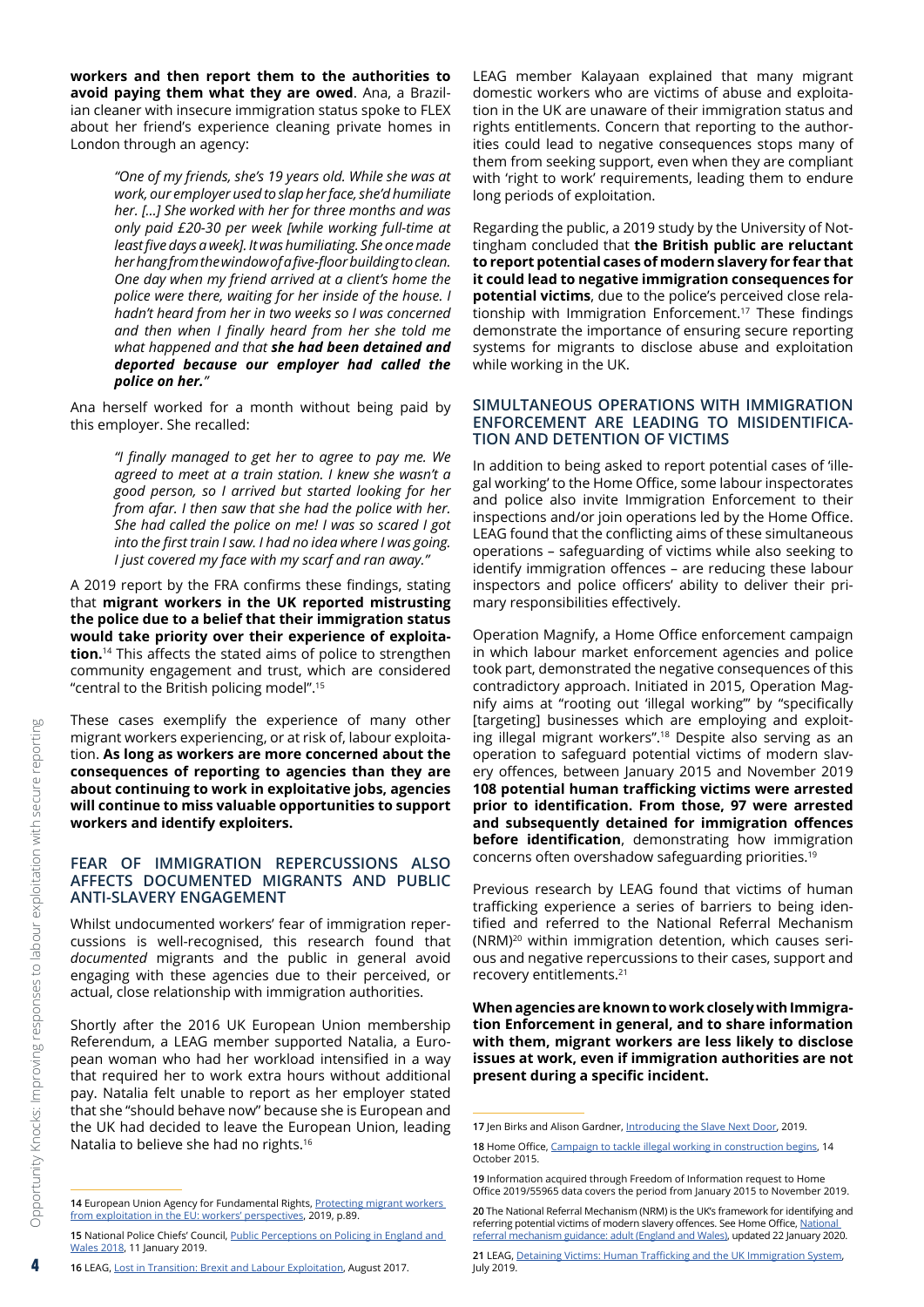**workers and then report them to the authorities to avoid paying them what they are owed**. Ana, a Brazilian cleaner with insecure immigration status spoke to FLEX about her friend's experience cleaning private homes in London through an agency:

> *"One of my friends, she's 19 years old. While she was at work, our employer used to slap her face, she'd humiliate her. [...] She worked with her for three months and was only paid £20-30 per week [while working full-time at least five days a week]. It was humiliating. She once made her hang from the window of a five-floor building to clean. One day when my friend arrived at a client's home the police were there, waiting for her inside of the house. I hadn't heard from her in two weeks so I was concerned and then when I finally heard from her she told me what happened and that* ***she had been detained and deported because our employer had called the police on her.****"*

Ana herself worked for a month without being paid by this employer. She recalled:

> *"I finally managed to get her to agree to pay me. We agreed to meet at a train station. I knew she wasn't a good person, so I arrived but started looking for her from afar. I then saw that she had the police with her. She had called the police on me! I was so scared I got into the first train I saw. I had no idea where I was going. I just covered my face with my scarf and ran away."*

A 2019 report by the FRA confirms these findings, stating that **migrant workers in the UK reported mistrusting the police due to a belief that their immigration status would take priority over their experience of exploitation.**[14] This affects the stated aims of police to strengthen community engagement and trust, which are considered "central to the British policing model".[15]

These cases exemplify the experience of many other migrant workers experiencing, or at risk of, labour exploitation. **As long as workers are more concerned about the consequences of reporting to agencies than they are about continuing to work in exploitative jobs, agencies will continue to miss valuable opportunities to support workers and identify exploiters.**

## FEAR OF IMMIGRATION REPERCUSSIONS ALSO AFFECTS DOCUMENTED MIGRANTS AND PUBLIC ANTI-SLAVERY ENGAGEMENT

Whilst undocumented workers' fear of immigration repercussions is well-recognised, this research found that *documented* migrants and the public in general avoid engaging with these agencies due to their perceived, or actual, close relationship with immigration authorities.

Shortly after the 2016 UK European Union membership Referendum, a LEAG member supported Natalia, a European woman who had her workload intensified in a way that required her to work extra hours without additional pay. Natalia felt unable to report as her employer stated that she "should behave now" because she is European and the UK had decided to leave the European Union, leading Natalia to believe she had no rights.[16]

LEAG member Kalayaan explained that many migrant domestic workers who are victims of abuse and exploitation in the UK are unaware of their immigration status and rights entitlements. Concern that reporting to the authorities could lead to negative consequences stops many of them from seeking support, even when they are compliant with 'right to work' requirements, leading them to endure long periods of exploitation.

Regarding the public, a 2019 study by the University of Nottingham concluded that **the British public are reluctant to report potential cases of modern slavery for fear that it could lead to negative immigration consequences for potential victims**, due to the police's perceived close relationship with Immigration Enforcement.[17] These findings demonstrate the importance of ensuring secure reporting systems for migrants to disclose abuse and exploitation while working in the UK.

## SIMULTANEOUS OPERATIONS WITH IMMIGRATION ENFORCEMENT ARE LEADING TO MISIDENTIFICATION AND DETENTION OF VICTIMS

In addition to being asked to report potential cases of 'illegal working' to the Home Office, some labour inspectorates and police also invite Immigration Enforcement to their inspections and/or join operations led by the Home Office. LEAG found that the conflicting aims of these simultaneous operations – safeguarding of victims while also seeking to identify immigration offences – are reducing these labour inspectors and police officers' ability to deliver their primary responsibilities effectively.

Operation Magnify, a Home Office enforcement campaign in which labour market enforcement agencies and police took part, demonstrated the negative consequences of this contradictory approach. Initiated in 2015, Operation Magnify aims at "rooting out 'illegal working'" by "specifically [targeting] businesses which are employing and exploiting illegal migrant workers".[18] Despite also serving as an operation to safeguard potential victims of modern slavery offences, between January 2015 and November 2019 **108 potential human trafficking victims were arrested prior to identification. From those, 97 were arrested and subsequently detained for immigration offences before identification**, demonstrating how immigration concerns often overshadow safeguarding priorities.[19]

Previous research by LEAG found that victims of human trafficking experience a series of barriers to being identified and referred to the National Referral Mechanism (NRM)[20] within immigration detention, which causes serious and negative repercussions to their cases, support and recovery entitlements.[21]

**When agencies are known to work closely with Immigration Enforcement in general, and to share information with them, migrant workers are less likely to disclose issues at work, even if immigration authorities are not present during a specific incident.**

---

14 European Union Agency for Fundamental Rights, Protecting migrant workers from exploitation in the EU: workers' perspectives, 2019, p.89.

15 National Police Chiefs' Council, Public Perceptions on Policing in England and Wales 2018, 11 January 2019.

16 LEAG, Lost in Transition: Brexit and Labour Exploitation, August 2017.

17 Jen Birks and Alison Gardner, Introducing the Slave Next Door, 2019.

18 Home Office, Campaign to tackle illegal working in construction begins, 14 October 2015.

19 Information acquired through Freedom of Information request to Home Office 2019/55965 data covers the period from January 2015 to November 2019.

20 The National Referral Mechanism (NRM) is the UK's framework for identifying and referring potential victims of modern slavery offences. See Home Office, National referral mechanism guidance: adult (England and Wales), updated 22 January 2020.

21 LEAG, Detaining Victims: Human Trafficking and the UK Immigration System, July 2019.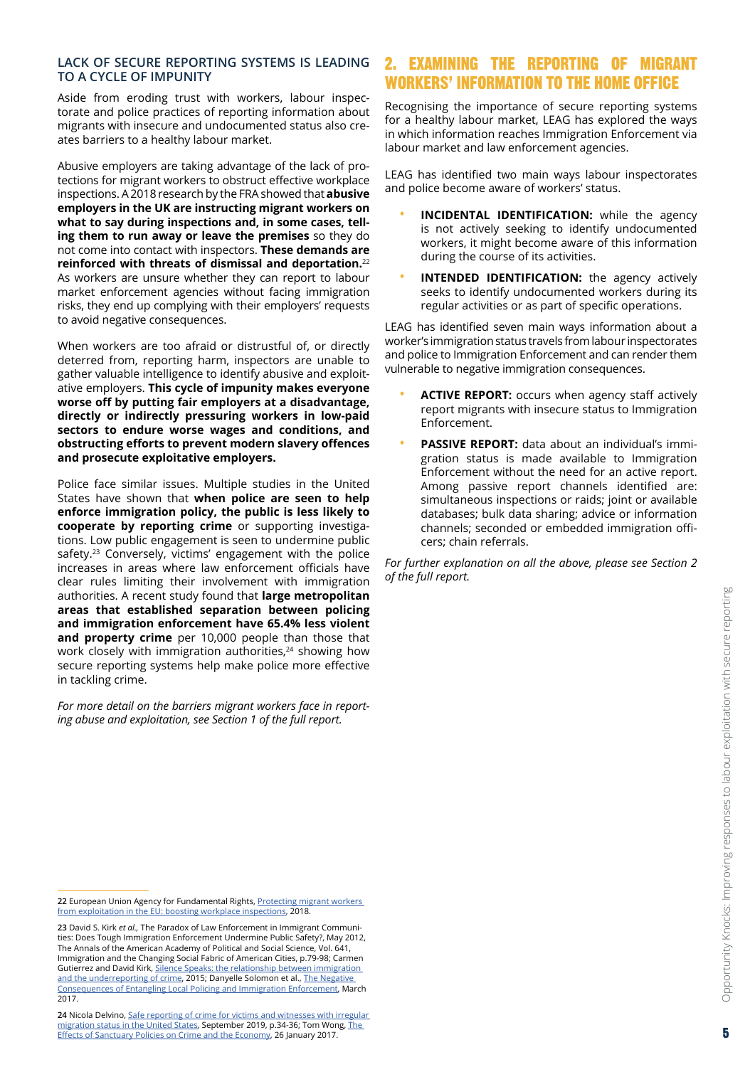### LACK OF SECURE REPORTING SYSTEMS IS LEADING TO A CYCLE OF IMPUNITY

Aside from eroding trust with workers, labour inspectorate and police practices of reporting information about migrants with insecure and undocumented status also creates barriers to a healthy labour market.

Abusive employers are taking advantage of the lack of protections for migrant workers to obstruct effective workplace inspections. A 2018 research by the FRA showed that **abusive employers in the UK are instructing migrant workers on what to say during inspections and, in some cases, telling them to run away or leave the premises** so they do not come into contact with inspectors. **These demands are reinforced with threats of dismissal and deportation.**[22] As workers are unsure whether they can report to labour market enforcement agencies without facing immigration risks, they end up complying with their employers' requests to avoid negative consequences.

When workers are too afraid or distrustful of, or directly deterred from, reporting harm, inspectors are unable to gather valuable intelligence to identify abusive and exploitative employers. **This cycle of impunity makes everyone worse off by putting fair employers at a disadvantage, directly or indirectly pressuring workers in low-paid sectors to endure worse wages and conditions, and obstructing efforts to prevent modern slavery offences and prosecute exploitative employers.**

Police face similar issues. Multiple studies in the United States have shown that **when police are seen to help enforce immigration policy, the public is less likely to cooperate by reporting crime** or supporting investigations. Low public engagement is seen to undermine public safety.[23] Conversely, victims' engagement with the police increases in areas where law enforcement officials have clear rules limiting their involvement with immigration authorities. A recent study found that **large metropolitan areas that established separation between policing and immigration enforcement have 65.4% less violent and property crime** per 10,000 people than those that work closely with immigration authorities,[24] showing how secure reporting systems help make police more effective in tackling crime.

*For more detail on the barriers migrant workers face in reporting abuse and exploitation, see Section 1 of the full report.*

## 2. EXAMINING THE REPORTING OF MIGRANT WORKERS' INFORMATION TO THE HOME OFFICE

Recognising the importance of secure reporting systems for a healthy labour market, LEAG has explored the ways in which information reaches Immigration Enforcement via labour market and law enforcement agencies.

LEAG has identified two main ways labour inspectorates and police become aware of workers' status.

- **INCIDENTAL IDENTIFICATION:** while the agency is not actively seeking to identify undocumented workers, it might become aware of this information during the course of its activities.
- **INTENDED IDENTIFICATION:** the agency actively seeks to identify undocumented workers during its regular activities or as part of specific operations.

LEAG has identified seven main ways information about a worker's immigration status travels from labour inspectorates and police to Immigration Enforcement and can render them vulnerable to negative immigration consequences.

- **ACTIVE REPORT:** occurs when agency staff actively report migrants with insecure status to Immigration Enforcement.
- **PASSIVE REPORT:** data about an individual's immigration status is made available to Immigration Enforcement without the need for an active report. Among passive report channels identified are: simultaneous inspections or raids; joint or available databases; bulk data sharing; advice or information channels; seconded or embedded immigration officers; chain referrals.

*For further explanation on all the above, please see Section 2 of the full report.*

---

22 European Union Agency for Fundamental Rights, Protecting migrant workers from exploitation in the EU: boosting workplace inspections, 2018.

23 David S. Kirk *et al.,* The Paradox of Law Enforcement in Immigrant Communities: Does Tough Immigration Enforcement Undermine Public Safety?, May 2012, The Annals of the American Academy of Political and Social Science, Vol. 641, Immigration and the Changing Social Fabric of American Cities, p.79-98; Carmen Gutierrez and David Kirk, Silence Speaks: the relationship between immigration and the underreporting of crime, 2015; Danyelle Solomon et al., The Negative Consequences of Entangling Local Policing and Immigration Enforcement, March 2017.

24 Nicola Delvino, Safe reporting of crime for victims and witnesses with irregular migration status in the United States, September 2019, p.34-36; Tom Wong, The Effects of Sanctuary Policies on Crime and the Economy, 26 January 2017.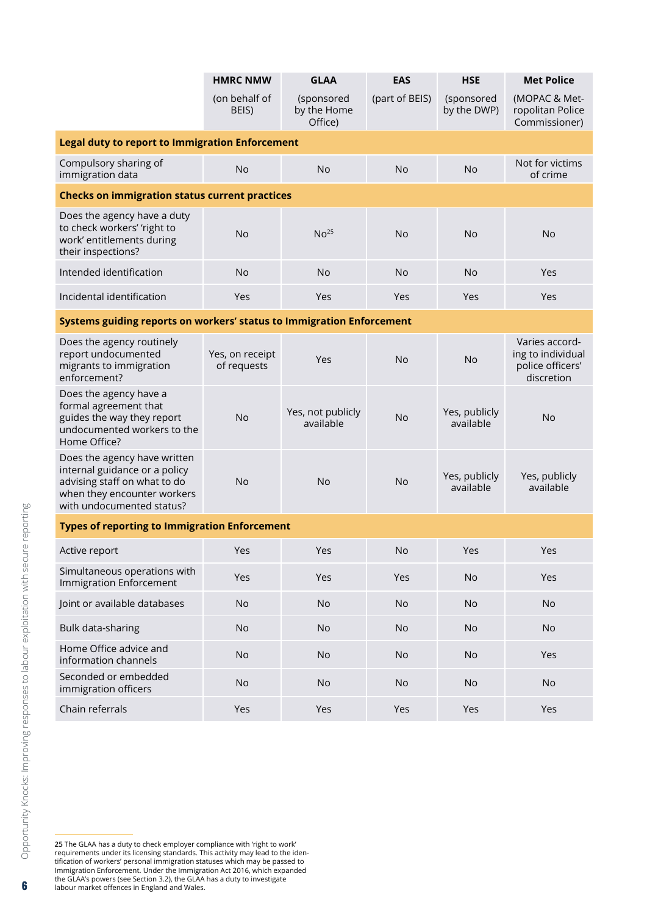| | **HMRC NMW** (on behalf of BEIS) | **GLAA** (sponsored by the Home Office) | **EAS** (part of BEIS) | **HSE** (sponsored by the DWP) | **Met Police** (MOPAC & Metropolitan Police Commissioner) |
|---|---|---|---|---|---|
| **Legal duty to report to Immigration Enforcement** | | | | | |
| Compulsory sharing of immigration data | No | No | No | No | Not for victims of crime |
| **Checks on immigration status current practices** | | | | | |
| Does the agency have a duty to check workers' 'right to work' entitlements during their inspections? | No | No[25] | No | No | No |
| Intended identification | No | No | No | No | Yes |
| Incidental identification | Yes | Yes | Yes | Yes | Yes |
| **Systems guiding reports on workers' status to Immigration Enforcement** | | | | | |
| Does the agency routinely report undocumented migrants to immigration enforcement? | Yes, on receipt of requests | Yes | No | No | Varies according to individual police officers' discretion |
| Does the agency have a formal agreement that guides the way they report undocumented workers to the Home Office? | No | Yes, not publicly available | No | Yes, publicly available | No |
| Does the agency have written internal guidance or a policy advising staff on what to do when they encounter workers with undocumented status? | No | No | No | Yes, publicly available | Yes, publicly available |
| **Types of reporting to Immigration Enforcement** | | | | | |
| Active report | Yes | Yes | No | Yes | Yes |
| Simultaneous operations with Immigration Enforcement | Yes | Yes | Yes | No | Yes |
| Joint or available databases | No | No | No | No | No |
| Bulk data-sharing | No | No | No | No | No |
| Home Office advice and information channels | No | No | No | No | Yes |
| Seconded or embedded immigration officers | No | No | No | No | No |
| Chain referrals | Yes | Yes | Yes | Yes | Yes |

25 The GLAA has a duty to check employer compliance with 'right to work' requirements under its licensing standards. This activity may lead to the identification of workers' personal immigration statuses which may be passed to Immigration Enforcement. Under the Immigration Act 2016, which expanded the GLAA's powers (see Section 3.2), the GLAA has a duty to investigate labour market offences in England and Wales.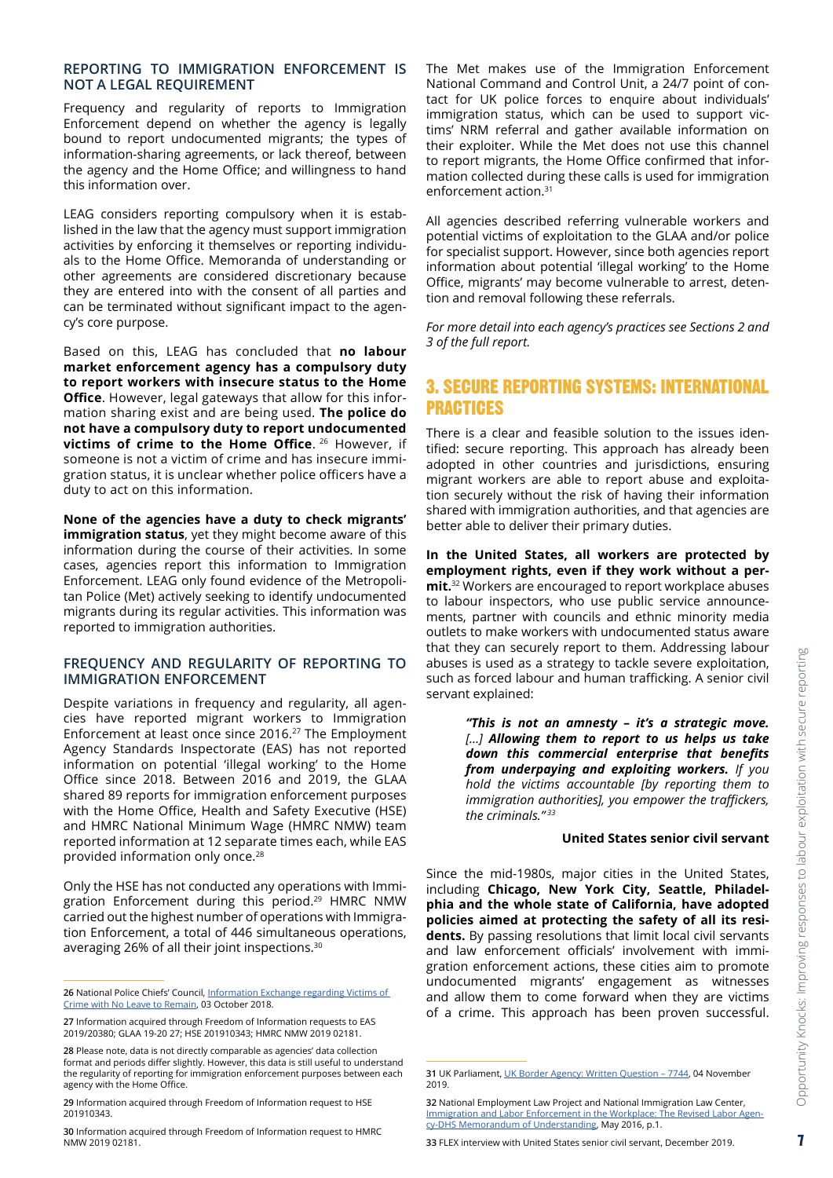### REPORTING TO IMMIGRATION ENFORCEMENT IS NOT A LEGAL REQUIREMENT

Frequency and regularity of reports to Immigration Enforcement depend on whether the agency is legally bound to report undocumented migrants; the types of information-sharing agreements, or lack thereof, between the agency and the Home Office; and willingness to hand this information over.

LEAG considers reporting compulsory when it is established in the law that the agency must support immigration activities by enforcing it themselves or reporting individuals to the Home Office. Memoranda of understanding or other agreements are considered discretionary because they are entered into with the consent of all parties and can be terminated without significant impact to the agency's core purpose.

Based on this, LEAG has concluded that **no labour market enforcement agency has a compulsory duty to report workers with insecure status to the Home Office**. However, legal gateways that allow for this information sharing exist and are being used. **The police do not have a compulsory duty to report undocumented victims of crime to the Home Office**.[26] However, if someone is not a victim of crime and has insecure immigration status, it is unclear whether police officers have a duty to act on this information.

**None of the agencies have a duty to check migrants' immigration status**, yet they might become aware of this information during the course of their activities. In some cases, agencies report this information to Immigration Enforcement. LEAG only found evidence of the Metropolitan Police (Met) actively seeking to identify undocumented migrants during its regular activities. This information was reported to immigration authorities.

### FREQUENCY AND REGULARITY OF REPORTING TO IMMIGRATION ENFORCEMENT

Despite variations in frequency and regularity, all agencies have reported migrant workers to Immigration Enforcement at least once since 2016.[27] The Employment Agency Standards Inspectorate (EAS) has not reported information on potential 'illegal working' to the Home Office since 2018. Between 2016 and 2019, the GLAA shared 89 reports for immigration enforcement purposes with the Home Office, Health and Safety Executive (HSE) and HMRC National Minimum Wage (HMRC NMW) team reported information at 12 separate times each, while EAS provided information only once.[28]

Only the HSE has not conducted any operations with Immigration Enforcement during this period.[29] HMRC NMW carried out the highest number of operations with Immigration Enforcement, a total of 446 simultaneous operations, averaging 26% of all their joint inspections.[30]

The Met makes use of the Immigration Enforcement National Command and Control Unit, a 24/7 point of contact for UK police forces to enquire about individuals' immigration status, which can be used to support victims' NRM referral and gather available information on their exploiter. While the Met does not use this channel to report migrants, the Home Office confirmed that information collected during these calls is used for immigration enforcement action.[31]

All agencies described referring vulnerable workers and potential victims of exploitation to the GLAA and/or police for specialist support. However, since both agencies report information about potential 'illegal working' to the Home Office, migrants' may become vulnerable to arrest, detention and removal following these referrals.

*For more detail into each agency's practices see Sections 2 and 3 of the full report.*

## 3. SECURE REPORTING SYSTEMS: INTERNATIONAL PRACTICES

There is a clear and feasible solution to the issues identified: secure reporting. This approach has already been adopted in other countries and jurisdictions, ensuring migrant workers are able to report abuse and exploitation securely without the risk of having their information shared with immigration authorities, and that agencies are better able to deliver their primary duties.

**In the United States, all workers are protected by employment rights, even if they work without a permit.**[32] Workers are encouraged to report workplace abuses to labour inspectors, who use public service announcements, partner with councils and ethnic minority media outlets to make workers with undocumented status aware that they can securely report to them. Addressing labour abuses is used as a strategy to tackle severe exploitation, such as forced labour and human trafficking. A senior civil servant explained:

> ***"This is not an amnesty – it's a strategic move. […] Allowing them to report to us helps us take down this commercial enterprise that benefits from underpaying and exploiting workers.*** *If you hold the victims accountable [by reporting them to immigration authorities], you empower the traffickers, the criminals."*[33]
>
> **United States senior civil servant**

Since the mid-1980s, major cities in the United States, including **Chicago, New York City, Seattle, Philadelphia and the whole state of California, have adopted policies aimed at protecting the safety of all its residents.** By passing resolutions that limit local civil servants and law enforcement officials' involvement with immigration enforcement actions, these cities aim to promote undocumented migrants' engagement as witnesses and allow them to come forward when they are victims of a crime. This approach has been proven successful.

---

26 National Police Chiefs' Council, Information Exchange regarding Victims of Crime with No Leave to Remain, 03 October 2018.

27 Information acquired through Freedom of Information requests to EAS 2019/20380; GLAA 19-20 27; HSE 201910343; HMRC NMW 2019 02181.

28 Please note, data is not directly comparable as agencies' data collection format and periods differ slightly. However, this data is still useful to understand the regularity of reporting for immigration enforcement purposes between each agency with the Home Office.

29 Information acquired through Freedom of Information request to HSE 201910343.

30 Information acquired through Freedom of Information request to HMRC NMW 2019 02181.

31 UK Parliament, UK Border Agency: Written Question – 7744, 04 November 2019.

32 National Employment Law Project and National Immigration Law Center, Immigration and Labor Enforcement in the Workplace: The Revised Labor Agency-DHS Memorandum of Understanding, May 2016, p.1.

33 FLEX interview with United States senior civil servant, December 2019.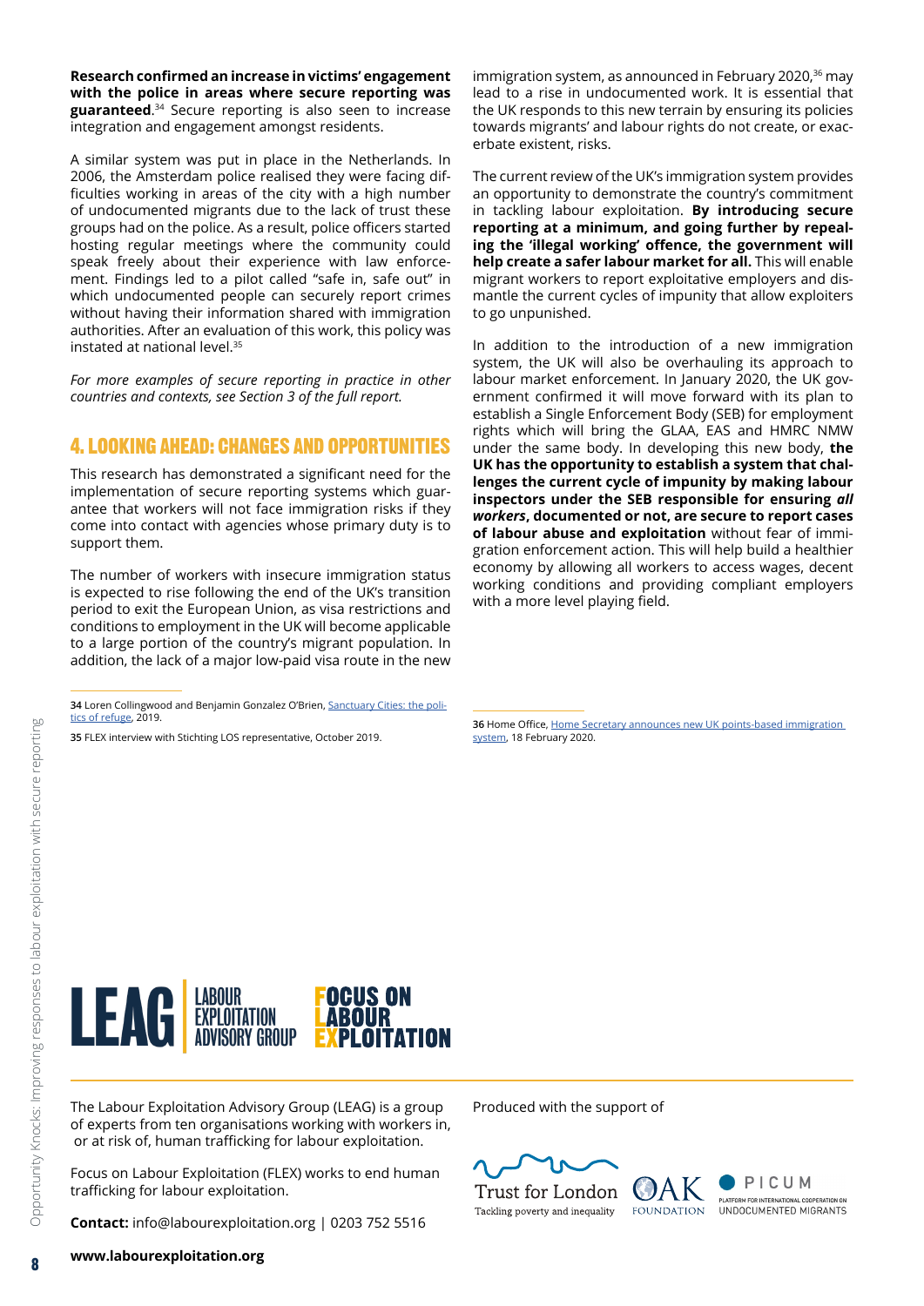**Research confirmed an increase in victims' engagement with the police in areas where secure reporting was guaranteed**.[34] Secure reporting is also seen to increase integration and engagement amongst residents.

A similar system was put in place in the Netherlands. In 2006, the Amsterdam police realised they were facing difficulties working in areas of the city with a high number of undocumented migrants due to the lack of trust these groups had on the police. As a result, police officers started hosting regular meetings where the community could speak freely about their experience with law enforcement. Findings led to a pilot called "safe in, safe out" in which undocumented people can securely report crimes without having their information shared with immigration authorities. After an evaluation of this work, this policy was instated at national level.[35]

*For more examples of secure reporting in practice in other countries and contexts, see Section 3 of the full report.*

## 4. LOOKING AHEAD: CHANGES AND OPPORTUNITIES

This research has demonstrated a significant need for the implementation of secure reporting systems which guarantee that workers will not face immigration risks if they come into contact with agencies whose primary duty is to support them.

The number of workers with insecure immigration status is expected to rise following the end of the UK's transition period to exit the European Union, as visa restrictions and conditions to employment in the UK will become applicable to a large portion of the country's migrant population. In addition, the lack of a major low-paid visa route in the new immigration system, as announced in February 2020,[36] may lead to a rise in undocumented work. It is essential that the UK responds to this new terrain by ensuring its policies towards migrants' and labour rights do not create, or exacerbate existent, risks.

The current review of the UK's immigration system provides an opportunity to demonstrate the country's commitment in tackling labour exploitation. **By introducing secure reporting at a minimum, and going further by repealing the 'illegal working' offence, the government will help create a safer labour market for all.** This will enable migrant workers to report exploitative employers and dismantle the current cycles of impunity that allow exploiters to go unpunished.

In addition to the introduction of a new immigration system, the UK will also be overhauling its approach to labour market enforcement. In January 2020, the UK government confirmed it will move forward with its plan to establish a Single Enforcement Body (SEB) for employment rights which will bring the GLAA, EAS and HMRC NMW under the same body. In developing this new body, **the UK has the opportunity to establish a system that challenges the current cycle of impunity by making labour inspectors under the SEB responsible for ensuring *all workers*, documented or not, are secure to report cases of labour abuse and exploitation** without fear of immigration enforcement action. This will help build a healthier economy by allowing all workers to access wages, decent working conditions and providing compliant employers with a more level playing field.

34 Loren Collingwood and Benjamin Gonzalez O'Brien, Sanctuary Cities: the politics of refuge, 2019.

35 FLEX interview with Stichting LOS representative, October 2019.

36 Home Office, Home Secretary announces new UK points-based immigration system, 18 February 2020.

LEAG LABOUR EXPLOITATION ADVISORY GROUP

FOCUS ON LABOUR EXPLOITATION

The Labour Exploitation Advisory Group (LEAG) is a group of experts from ten organisations working with workers in, or at risk of, human trafficking for labour exploitation.

Focus on Labour Exploitation (FLEX) works to end human trafficking for labour exploitation.

**Contact:** info@labourexploitation.org | 0203 752 5516

**www.labourexploitation.org**

Produced with the support of

Trust for London — Tackling poverty and inequality

OAK FOUNDATION

PICUM — PLATFORM FOR INTERNATIONAL COOPERATION ON UNDOCUMENTED MIGRANTS